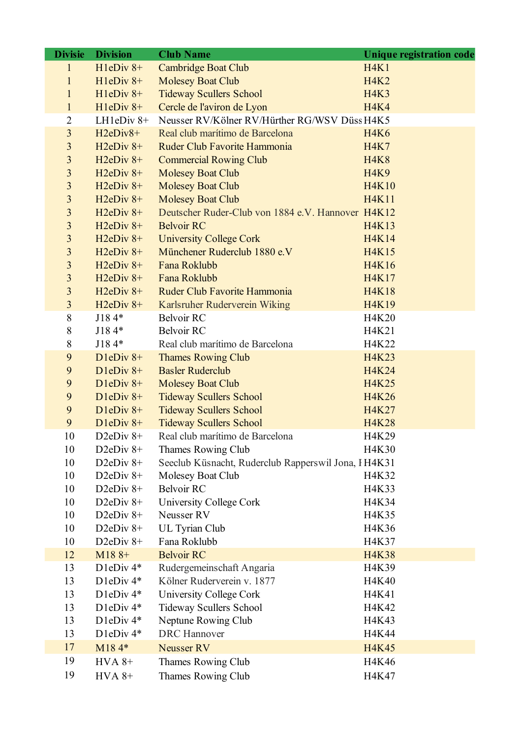| Divisie | Division | Club Name | Unique registration code |
| --- | --- | --- | --- |
| 1 | H1eDiv 8+ | Cambridge Boat Club | H4K1 |
| 1 | H1eDiv 8+ | Molesey Boat Club | H4K2 |
| 1 | H1eDiv 8+ | Tideway Scullers School | H4K3 |
| 1 | H1eDiv 8+ | Cercle de l'aviron de Lyon | H4K4 |
| 2 | LH1eDiv 8+ | Neusser RV/Kölner RV/Hürther RG/WSV Düss | H4K5 |
| 3 | H2eDiv8+ | Real club marítimo de Barcelona | H4K6 |
| 3 | H2eDiv 8+ | Ruder Club Favorite Hammonia | H4K7 |
| 3 | H2eDiv 8+ | Commercial Rowing Club | H4K8 |
| 3 | H2eDiv 8+ | Molesey Boat Club | H4K9 |
| 3 | H2eDiv 8+ | Molesey Boat Club | H4K10 |
| 3 | H2eDiv 8+ | Molesey Boat Club | H4K11 |
| 3 | H2eDiv 8+ | Deutscher Ruder-Club von 1884 e.V. Hannover | H4K12 |
| 3 | H2eDiv 8+ | Belvoir RC | H4K13 |
| 3 | H2eDiv 8+ | University College Cork | H4K14 |
| 3 | H2eDiv 8+ | Münchener Ruderclub 1880 e.V | H4K15 |
| 3 | H2eDiv 8+ | Fana Roklubb | H4K16 |
| 3 | H2eDiv 8+ | Fana Roklubb | H4K17 |
| 3 | H2eDiv 8+ | Ruder Club Favorite Hammonia | H4K18 |
| 3 | H2eDiv 8+ | Karlsruher Ruderverein Wiking | H4K19 |
| 8 | J18 4* | Belvoir RC | H4K20 |
| 8 | J18 4* | Belvoir RC | H4K21 |
| 8 | J18 4* | Real club marítimo de Barcelona | H4K22 |
| 9 | D1eDiv 8+ | Thames Rowing Club | H4K23 |
| 9 | D1eDiv 8+ | Basler Ruderclub | H4K24 |
| 9 | D1eDiv 8+ | Molesey Boat Club | H4K25 |
| 9 | D1eDiv 8+ | Tideway Scullers School | H4K26 |
| 9 | D1eDiv 8+ | Tideway Scullers School | H4K27 |
| 9 | D1eDiv 8+ | Tideway Scullers School | H4K28 |
| 10 | D2eDiv 8+ | Real club marítimo de Barcelona | H4K29 |
| 10 | D2eDiv 8+ | Thames Rowing Club | H4K30 |
| 10 | D2eDiv 8+ | Seeclub Küsnacht, Ruderclub Rapperswil Jona, I | H4K31 |
| 10 | D2eDiv 8+ | Molesey Boat Club | H4K32 |
| 10 | D2eDiv 8+ | Belvoir RC | H4K33 |
| 10 | D2eDiv 8+ | University College Cork | H4K34 |
| 10 | D2eDiv 8+ | Neusser RV | H4K35 |
| 10 | D2eDiv 8+ | UL Tyrian Club | H4K36 |
| 10 | D2eDiv 8+ | Fana Roklubb | H4K37 |
| 12 | M18 8+ | Belvoir RC | H4K38 |
| 13 | D1eDiv 4* | Rudergemeinschaft Angaria | H4K39 |
| 13 | D1eDiv 4* | Kölner Ruderverein v. 1877 | H4K40 |
| 13 | D1eDiv 4* | University College Cork | H4K41 |
| 13 | D1eDiv 4* | Tideway Scullers School | H4K42 |
| 13 | D1eDiv 4* | Neptune Rowing Club | H4K43 |
| 13 | D1eDiv 4* | DRC Hannover | H4K44 |
| 17 | M18 4* | Neusser RV | H4K45 |
| 19 | HVA 8+ | Thames Rowing Club | H4K46 |
| 19 | HVA 8+ | Thames Rowing Club | H4K47 |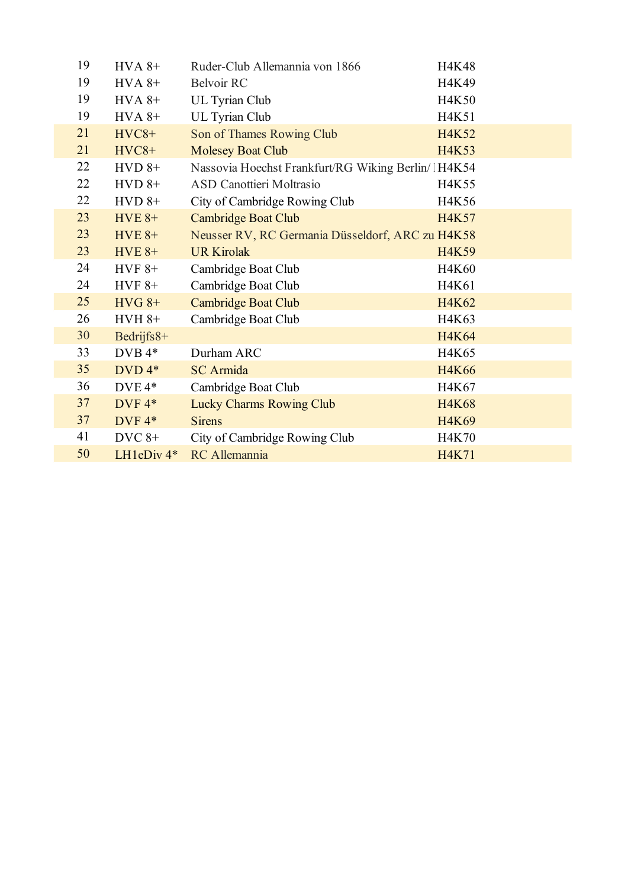| | | | |
|---|---|---|---|
| 19 | HVA 8+ | Ruder-Club Allemannia von 1866 | H4K48 |
| 19 | HVA 8+ | Belvoir RC | H4K49 |
| 19 | HVA 8+ | UL Tyrian Club | H4K50 |
| 19 | HVA 8+ | UL Tyrian Club | H4K51 |
| 21 | HVC8+ | Son of Thames Rowing Club | H4K52 |
| 21 | HVC8+ | Molesey Boat Club | H4K53 |
| 22 | HVD 8+ | Nassovia Hoechst Frankfurt/RG Wiking Berlin/ I | H4K54 |
| 22 | HVD 8+ | ASD Canottieri Moltrasio | H4K55 |
| 22 | HVD 8+ | City of Cambridge Rowing Club | H4K56 |
| 23 | HVE 8+ | Cambridge Boat Club | H4K57 |
| 23 | HVE 8+ | Neusser RV, RC Germania Düsseldorf, ARC zu | H4K58 |
| 23 | HVE 8+ | UR Kirolak | H4K59 |
| 24 | HVF 8+ | Cambridge Boat Club | H4K60 |
| 24 | HVF 8+ | Cambridge Boat Club | H4K61 |
| 25 | HVG 8+ | Cambridge Boat Club | H4K62 |
| 26 | HVH 8+ | Cambridge Boat Club | H4K63 |
| 30 | Bedrijfs8+ | | H4K64 |
| 33 | DVB 4* | Durham ARC | H4K65 |
| 35 | DVD 4* | SC Armida | H4K66 |
| 36 | DVE 4* | Cambridge Boat Club | H4K67 |
| 37 | DVF 4* | Lucky Charms Rowing Club | H4K68 |
| 37 | DVF 4* | Sirens | H4K69 |
| 41 | DVC 8+ | City of Cambridge Rowing Club | H4K70 |
| 50 | LH1eDiv 4* | RC Allemannia | H4K71 |